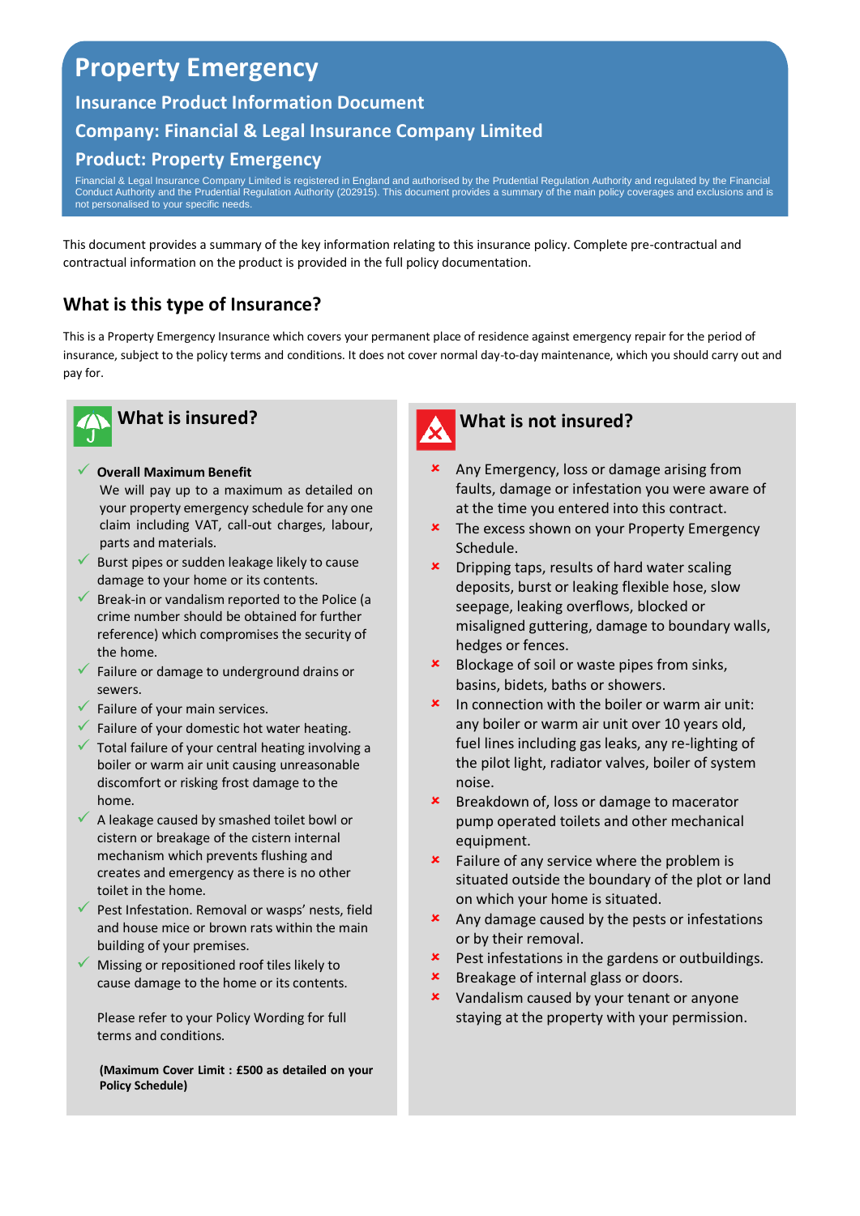# Property Emergency

## Insurance Product Information Document

## Company: Financial & Legal Insurance Company Limited

## Product: Property Emergency

Financial & Legal Insurance Company Limited is registered in England and authorised by the Prudential Regulation Authority and regulated by the Financial Conduct Authority and the Prudential Regulation Authority (202915). This document provides a summary of the main policy coverages and exclusions and is not personalised to your specific needs.

This document provides a summary of the key information relating to this insurance policy. Complete pre-contractual and contractual information on the product is provided in the full policy documentation.

## What is this type of Insurance?

This is a Property Emergency Insurance which covers your permanent place of residence against emergency repair for the period of insurance, subject to the policy terms and conditions. It does not cover normal day-to-day maintenance, which you should carry out and pay for.

## What is insured?

- ✓ **Overall Maximum Benefit**
  We will pay up to a maximum as detailed on your property emergency schedule for any one claim including VAT, call-out charges, labour, parts and materials.
- ✓ Burst pipes or sudden leakage likely to cause damage to your home or its contents.
- ✓ Break-in or vandalism reported to the Police (a crime number should be obtained for further reference) which compromises the security of the home.
- ✓ Failure or damage to underground drains or sewers.
- ✓ Failure of your main services.
- ✓ Failure of your domestic hot water heating.
- ✓ Total failure of your central heating involving a boiler or warm air unit causing unreasonable discomfort or risking frost damage to the home.
- ✓ A leakage caused by smashed toilet bowl or cistern or breakage of the cistern internal mechanism which prevents flushing and creates and emergency as there is no other toilet in the home.
- ✓ Pest Infestation. Removal or wasps' nests, field and house mice or brown rats within the main building of your premises.
- ✓ Missing or repositioned roof tiles likely to cause damage to the home or its contents.

Please refer to your Policy Wording for full terms and conditions.

**(Maximum Cover Limit : £500 as detailed on your Policy Schedule)**

## What is not insured?

- ✗ Any Emergency, loss or damage arising from faults, damage or infestation you were aware of at the time you entered into this contract.
- ✗ The excess shown on your Property Emergency Schedule.
- ✗ Dripping taps, results of hard water scaling deposits, burst or leaking flexible hose, slow seepage, leaking overflows, blocked or misaligned guttering, damage to boundary walls, hedges or fences.
- ✗ Blockage of soil or waste pipes from sinks, basins, bidets, baths or showers.
- ✗ In connection with the boiler or warm air unit: any boiler or warm air unit over 10 years old, fuel lines including gas leaks, any re-lighting of the pilot light, radiator valves, boiler of system noise.
- ✗ Breakdown of, loss or damage to macerator pump operated toilets and other mechanical equipment.
- ✗ Failure of any service where the problem is situated outside the boundary of the plot or land on which your home is situated.
- ✗ Any damage caused by the pests or infestations or by their removal.
- ✗ Pest infestations in the gardens or outbuildings.
- ✗ Breakage of internal glass or doors.
- ✗ Vandalism caused by your tenant or anyone staying at the property with your permission.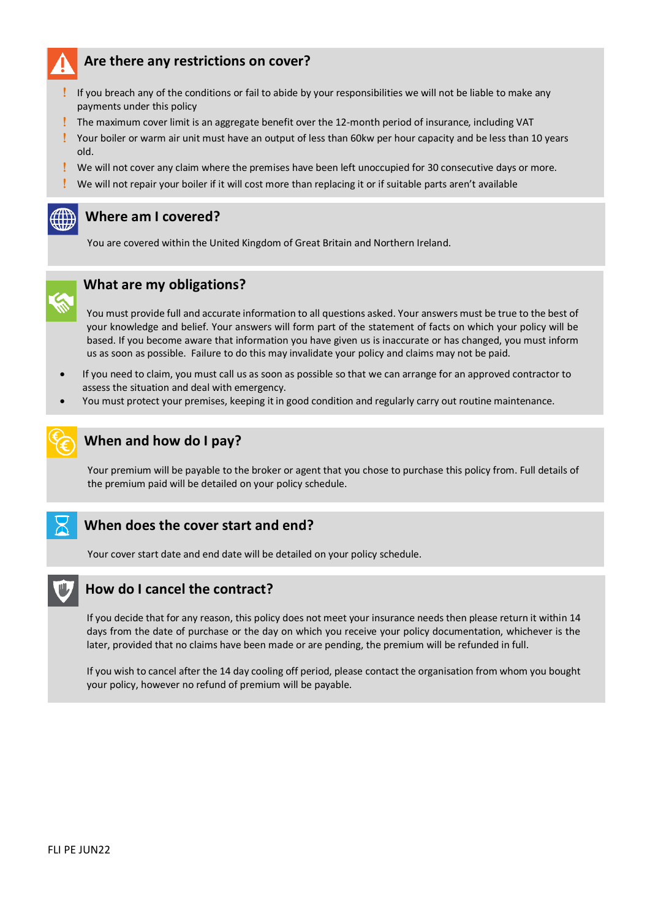## Are there any restrictions on cover?

- ! If you breach any of the conditions or fail to abide by your responsibilities we will not be liable to make any payments under this policy
- ! The maximum cover limit is an aggregate benefit over the 12-month period of insurance, including VAT
- ! Your boiler or warm air unit must have an output of less than 60kw per hour capacity and be less than 10 years old.
- ! We will not cover any claim where the premises have been left unoccupied for 30 consecutive days or more.
- ! We will not repair your boiler if it will cost more than replacing it or if suitable parts aren't available

## Where am I covered?

You are covered within the United Kingdom of Great Britain and Northern Ireland.

## What are my obligations?

You must provide full and accurate information to all questions asked. Your answers must be true to the best of your knowledge and belief. Your answers will form part of the statement of facts on which your policy will be based. If you become aware that information you have given us is inaccurate or has changed, you must inform us as soon as possible. Failure to do this may invalidate your policy and claims may not be paid.

- If you need to claim, you must call us as soon as possible so that we can arrange for an approved contractor to assess the situation and deal with emergency.
- You must protect your premises, keeping it in good condition and regularly carry out routine maintenance.

## When and how do I pay?

Your premium will be payable to the broker or agent that you chose to purchase this policy from. Full details of the premium paid will be detailed on your policy schedule.

## When does the cover start and end?

Your cover start date and end date will be detailed on your policy schedule.

## How do I cancel the contract?

If you decide that for any reason, this policy does not meet your insurance needs then please return it within 14 days from the date of purchase or the day on which you receive your policy documentation, whichever is the later, provided that no claims have been made or are pending, the premium will be refunded in full.

If you wish to cancel after the 14 day cooling off period, please contact the organisation from whom you bought your policy, however no refund of premium will be payable.

FLI PE JUN22